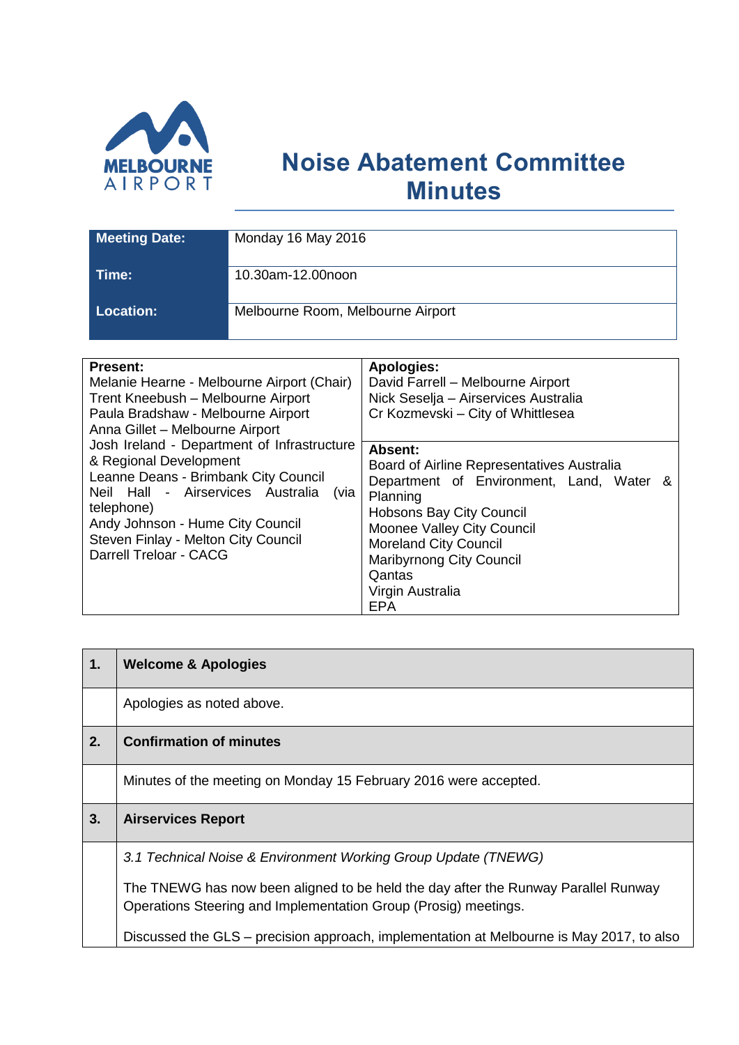# Noise Abatement Committee Minutes

| Meeting Date: | Monday 16 May 2016 |
|---|---|
| Time: | 10.30am-12.00noon |
| Location: | Melbourne Room, Melbourne Airport |

| Present: | Apologies: |
|---|---|
| Melanie Hearne - Melbourne Airport (Chair)<br>Trent Kneebush – Melbourne Airport<br>Paula Bradshaw - Melbourne Airport<br>Anna Gillet – Melbourne Airport<br>Josh Ireland - Department of Infrastructure & Regional Development<br>Leanne Deans - Brimbank City Council<br>Neil Hall - Airservices Australia (via telephone)<br>Andy Johnson - Hume City Council<br>Steven Finlay - Melton City Council<br>Darrell Treloar - CACG | David Farrell – Melbourne Airport<br>Nick Seselja – Airservices Australia<br>Cr Kozmevski – City of Whittlesea<br><br>**Absent:**<br>Board of Airline Representatives Australia<br>Department of Environment, Land, Water & Planning<br>Hobsons Bay City Council<br>Moonee Valley City Council<br>Moreland City Council<br>Maribyrnong City Council<br>Qantas<br>Virgin Australia<br>EPA |

| 1. | Welcome & Apologies |
|---|---|
| | Apologies as noted above. |
| **2.** | **Confirmation of minutes** |
| | Minutes of the meeting on Monday 15 February 2016 were accepted. |
| **3.** | **Airservices Report** |
| | *3.1 Technical Noise & Environment Working Group Update (TNEWG)*<br><br>The TNEWG has now been aligned to be held the day after the Runway Parallel Runway Operations Steering and Implementation Group (Prosig) meetings.<br><br>Discussed the GLS – precision approach, implementation at Melbourne is May 2017, to also |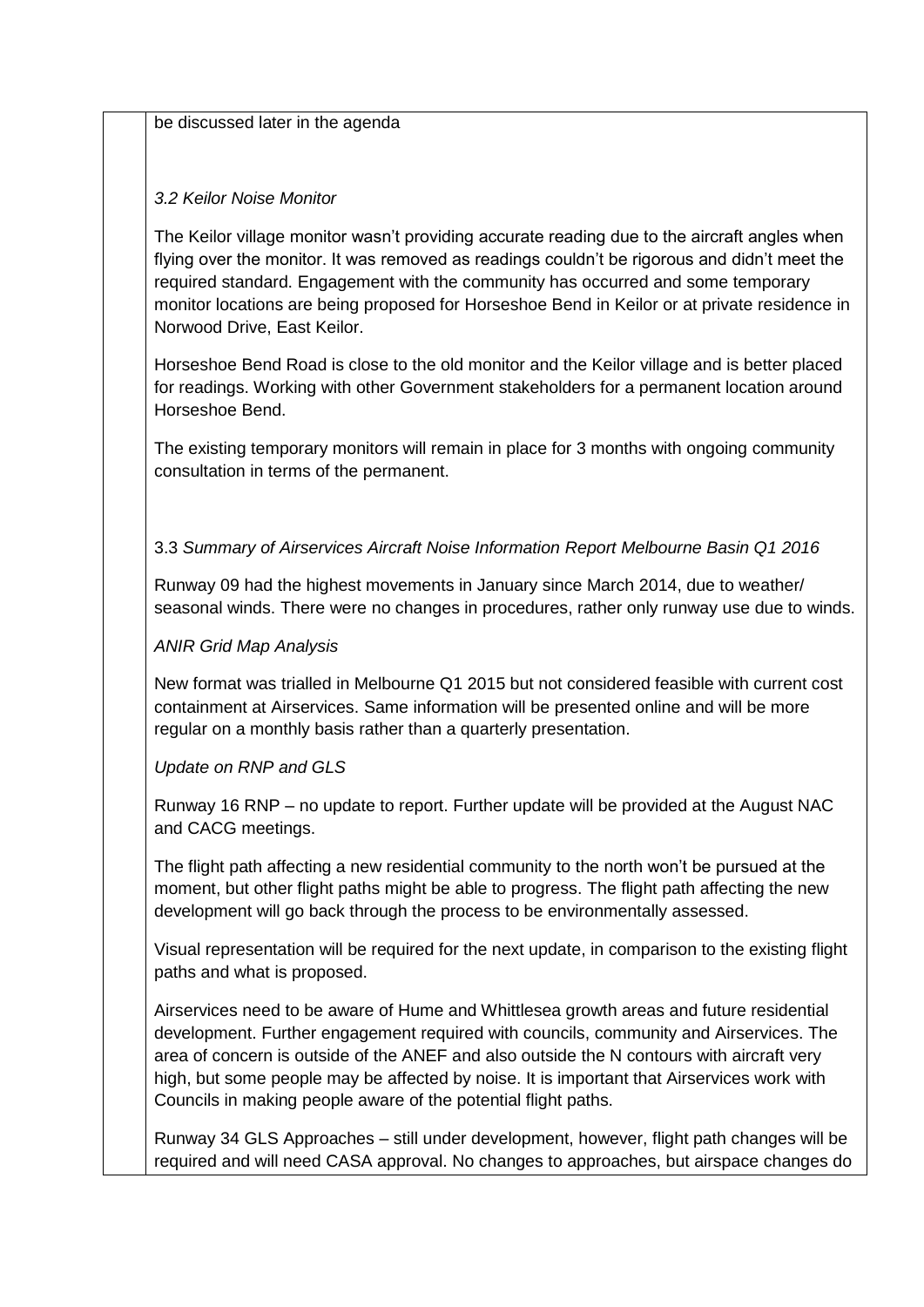be discussed later in the agenda

*3.2 Keilor Noise Monitor*

The Keilor village monitor wasn't providing accurate reading due to the aircraft angles when flying over the monitor. It was removed as readings couldn't be rigorous and didn't meet the required standard. Engagement with the community has occurred and some temporary monitor locations are being proposed for Horseshoe Bend in Keilor or at private residence in Norwood Drive, East Keilor.

Horseshoe Bend Road is close to the old monitor and the Keilor village and is better placed for readings. Working with other Government stakeholders for a permanent location around Horseshoe Bend.

The existing temporary monitors will remain in place for 3 months with ongoing community consultation in terms of the permanent.

3.3 *Summary of Airservices Aircraft Noise Information Report Melbourne Basin Q1 2016*

Runway 09 had the highest movements in January since March 2014, due to weather/ seasonal winds. There were no changes in procedures, rather only runway use due to winds.

*ANIR Grid Map Analysis*

New format was trialled in Melbourne Q1 2015 but not considered feasible with current cost containment at Airservices. Same information will be presented online and will be more regular on a monthly basis rather than a quarterly presentation.

*Update on RNP and GLS*

Runway 16 RNP – no update to report. Further update will be provided at the August NAC and CACG meetings.

The flight path affecting a new residential community to the north won't be pursued at the moment, but other flight paths might be able to progress. The flight path affecting the new development will go back through the process to be environmentally assessed.

Visual representation will be required for the next update, in comparison to the existing flight paths and what is proposed.

Airservices need to be aware of Hume and Whittlesea growth areas and future residential development. Further engagement required with councils, community and Airservices. The area of concern is outside of the ANEF and also outside the N contours with aircraft very high, but some people may be affected by noise. It is important that Airservices work with Councils in making people aware of the potential flight paths.

Runway 34 GLS Approaches – still under development, however, flight path changes will be required and will need CASA approval. No changes to approaches, but airspace changes do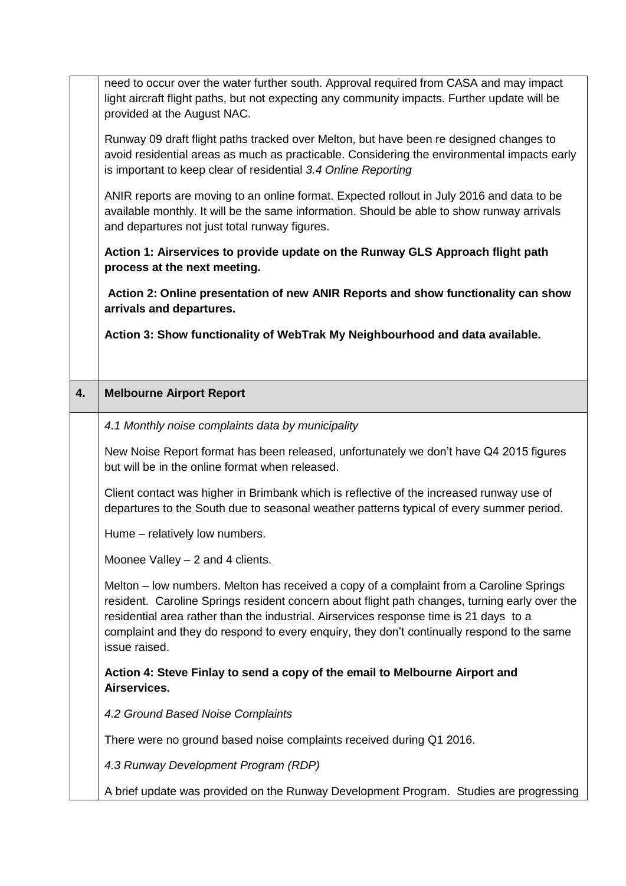| | |
|---|---|
| | need to occur over the water further south. Approval required from CASA and may impact light aircraft flight paths, but not expecting any community impacts. Further update will be provided at the August NAC.<br><br>Runway 09 draft flight paths tracked over Melton, but have been re designed changes to avoid residential areas as much as practicable. Considering the environmental impacts early is important to keep clear of residential *3.4 Online Reporting*<br><br>ANIR reports are moving to an online format. Expected rollout in July 2016 and data to be available monthly. It will be the same information. Should be able to show runway arrivals and departures not just total runway figures.<br><br>**Action 1: Airservices to provide update on the Runway GLS Approach flight path process at the next meeting.**<br><br>**Action 2: Online presentation of new ANIR Reports and show functionality can show arrivals and departures.**<br><br>**Action 3: Show functionality of WebTrak My Neighbourhood and data available.** |
| **4.** | **Melbourne Airport Report** |
| | *4.1 Monthly noise complaints data by municipality*<br><br>New Noise Report format has been released, unfortunately we don't have Q4 2015 figures but will be in the online format when released.<br><br>Client contact was higher in Brimbank which is reflective of the increased runway use of departures to the South due to seasonal weather patterns typical of every summer period.<br><br>Hume – relatively low numbers.<br><br>Moonee Valley – 2 and 4 clients.<br><br>Melton – low numbers. Melton has received a copy of a complaint from a Caroline Springs resident. Caroline Springs resident concern about flight path changes, turning early over the residential area rather than the industrial. Airservices response time is 21 days to a complaint and they do respond to every enquiry, they don't continually respond to the same issue raised.<br><br>**Action 4: Steve Finlay to send a copy of the email to Melbourne Airport and Airservices.**<br><br>*4.2 Ground Based Noise Complaints*<br><br>There were no ground based noise complaints received during Q1 2016.<br><br>*4.3 Runway Development Program (RDP)*<br><br>A brief update was provided on the Runway Development Program. Studies are progressing |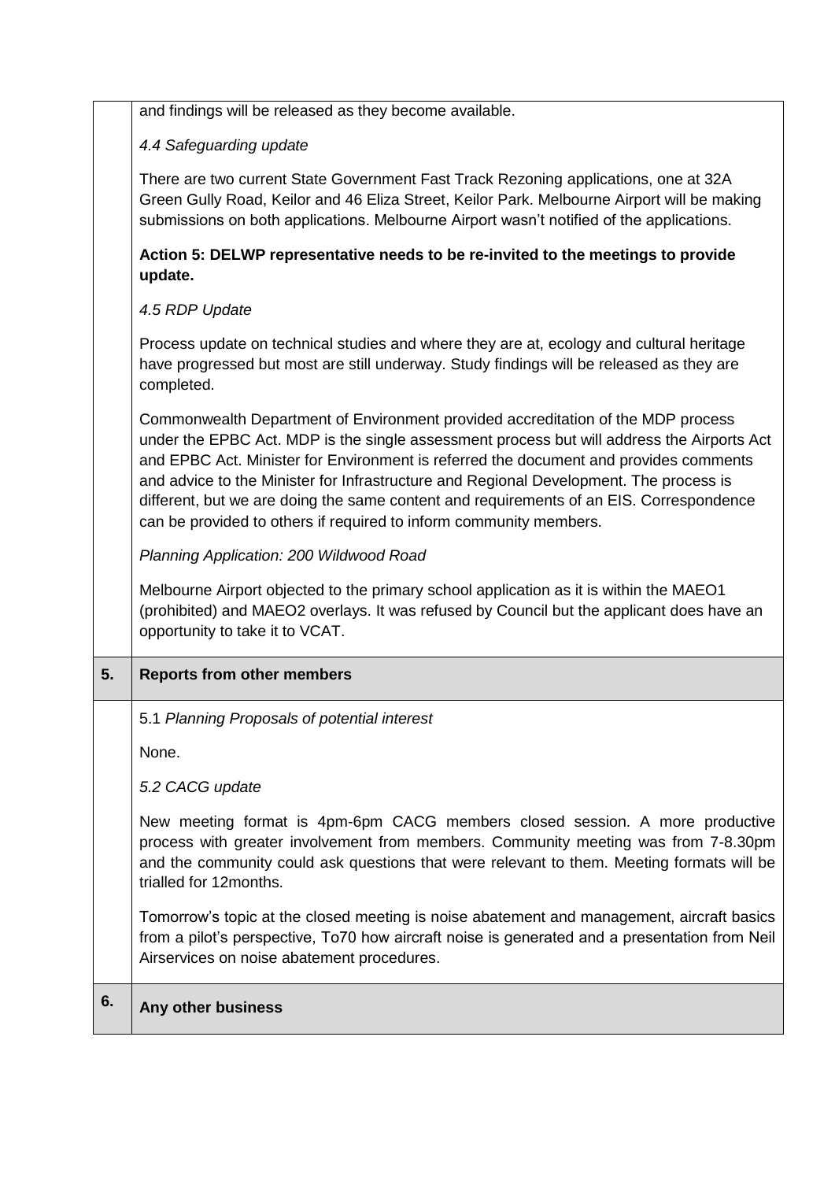| | |
|---|---|
| | and findings will be released as they become available.<br><br>*4.4 Safeguarding update*<br><br>There are two current State Government Fast Track Rezoning applications, one at 32A Green Gully Road, Keilor and 46 Eliza Street, Keilor Park. Melbourne Airport will be making submissions on both applications. Melbourne Airport wasn't notified of the applications.<br><br>**Action 5: DELWP representative needs to be re-invited to the meetings to provide update.**<br><br>*4.5 RDP Update*<br><br>Process update on technical studies and where they are at, ecology and cultural heritage have progressed but most are still underway. Study findings will be released as they are completed.<br><br>Commonwealth Department of Environment provided accreditation of the MDP process under the EPBC Act. MDP is the single assessment process but will address the Airports Act and EPBC Act. Minister for Environment is referred the document and provides comments and advice to the Minister for Infrastructure and Regional Development. The process is different, but we are doing the same content and requirements of an EIS. Correspondence can be provided to others if required to inform community members.<br><br>*Planning Application: 200 Wildwood Road*<br><br>Melbourne Airport objected to the primary school application as it is within the MAEO1 (prohibited) and MAEO2 overlays. It was refused by Council but the applicant does have an opportunity to take it to VCAT. |
| **5.** | **Reports from other members** |
| | 5.1 *Planning Proposals of potential interest*<br><br>None.<br><br>*5.2 CACG update*<br><br>New meeting format is 4pm-6pm CACG members closed session. A more productive process with greater involvement from members. Community meeting was from 7-8.30pm and the community could ask questions that were relevant to them. Meeting formats will be trialled for 12months.<br><br>Tomorrow's topic at the closed meeting is noise abatement and management, aircraft basics from a pilot's perspective, To70 how aircraft noise is generated and a presentation from Neil Airservices on noise abatement procedures. |
| **6.** | **Any other business** |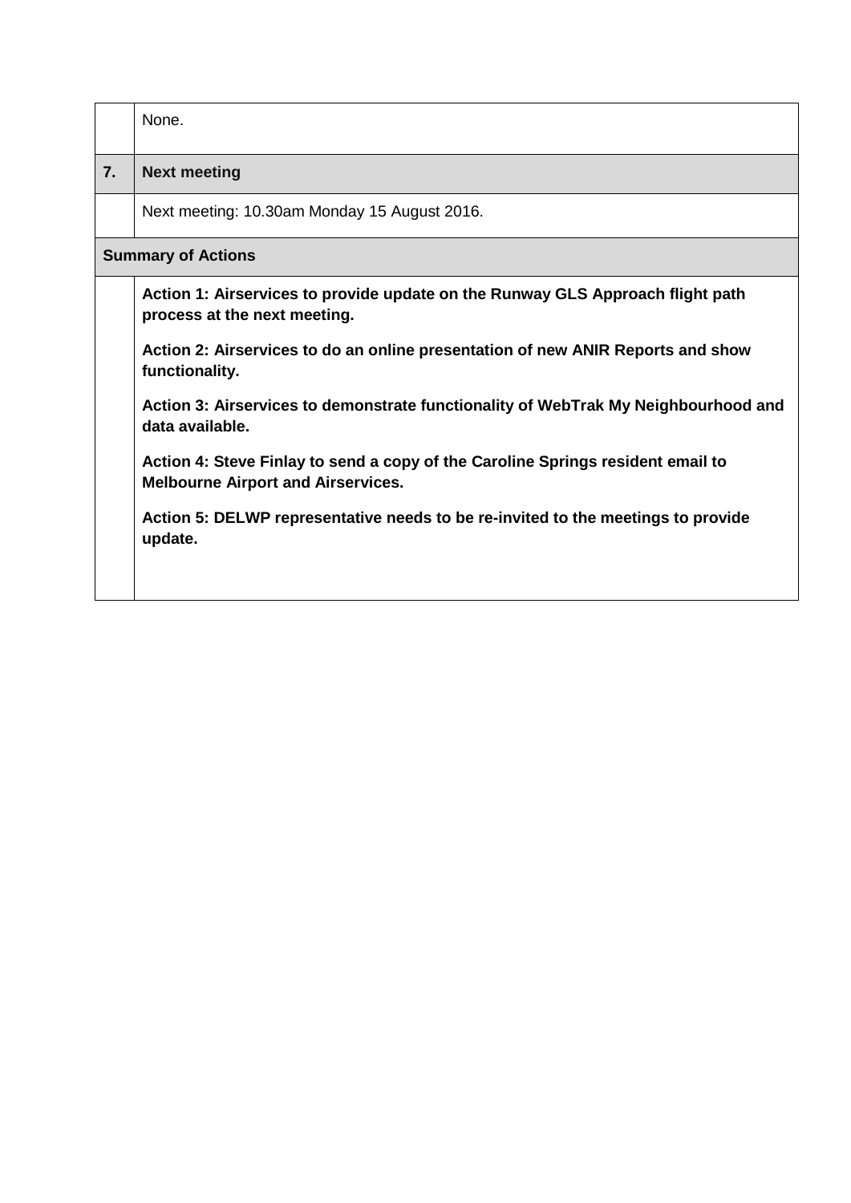| | |
|---|---|
| | None. |
| **7.** | **Next meeting** |
| | Next meeting: 10.30am Monday 15 August 2016. |
| **Summary of Actions** | |
| | **Action 1: Airservices to provide update on the Runway GLS Approach flight path process at the next meeting.**<br><br>**Action 2: Airservices to do an online presentation of new ANIR Reports and show functionality.**<br><br>**Action 3: Airservices to demonstrate functionality of WebTrak My Neighbourhood and data available.**<br><br>**Action 4: Steve Finlay to send a copy of the Caroline Springs resident email to Melbourne Airport and Airservices.**<br><br>**Action 5: DELWP representative needs to be re-invited to the meetings to provide update.** |